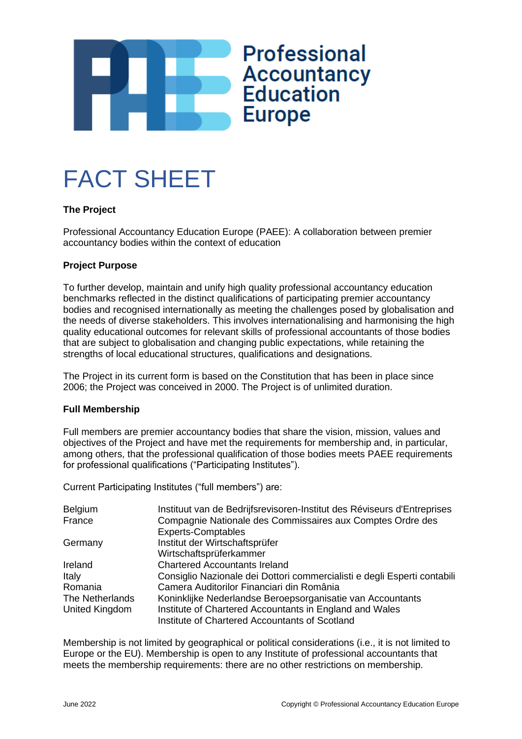# Professional Accountancy Education Europe

# FACT SHEET

**The Project**

Professional Accountancy Education Europe (PAEE): A collaboration between premier accountancy bodies within the context of education

**Project Purpose**

To further develop, maintain and unify high quality professional accountancy education benchmarks reflected in the distinct qualifications of participating premier accountancy bodies and recognised internationally as meeting the challenges posed by globalisation and the needs of diverse stakeholders. This involves internationalising and harmonising the high quality educational outcomes for relevant skills of professional accountants of those bodies that are subject to globalisation and changing public expectations, while retaining the strengths of local educational structures, qualifications and designations.

The Project in its current form is based on the Constitution that has been in place since 2006; the Project was conceived in 2000. The Project is of unlimited duration.

**Full Membership**

Full members are premier accountancy bodies that share the vision, mission, values and objectives of the Project and have met the requirements for membership and, in particular, among others, that the professional qualification of those bodies meets PAEE requirements for professional qualifications ("Participating Institutes").

Current Participating Institutes ("full members") are:

| | |
|---|---|
| Belgium | Instituut van de Bedrijfsrevisoren-Institut des Réviseurs d'Entreprises |
| France | Compagnie Nationale des Commissaires aux Comptes Ordre des Experts-Comptables |
| Germany | Institut der Wirtschaftsprüfer<br>Wirtschaftsprüferkammer |
| Ireland | Chartered Accountants Ireland |
| Italy | Consiglio Nazionale dei Dottori commercialisti e degli Esperti contabili |
| Romania | Camera Auditorilor Financiari din România |
| The Netherlands | Koninklijke Nederlandse Beroepsorganisatie van Accountants |
| United Kingdom | Institute of Chartered Accountants in England and Wales<br>Institute of Chartered Accountants of Scotland |

Membership is not limited by geographical or political considerations (i.e., it is not limited to Europe or the EU). Membership is open to any Institute of professional accountants that meets the membership requirements: there are no other restrictions on membership.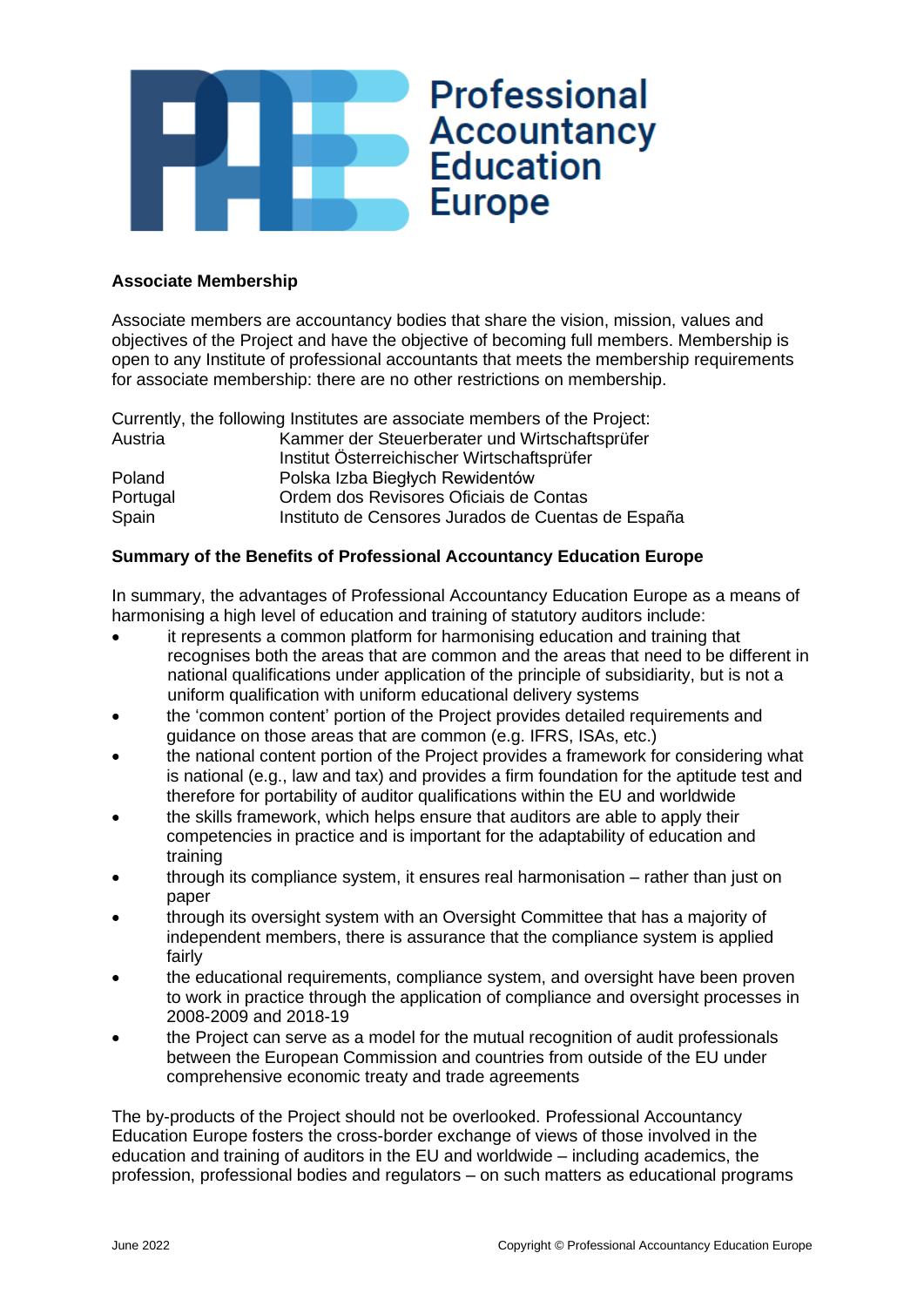## Associate Membership

Associate members are accountancy bodies that share the vision, mission, values and objectives of the Project and have the objective of becoming full members. Membership is open to any Institute of professional accountants that meets the membership requirements for associate membership: there are no other restrictions on membership.

Currently, the following Institutes are associate members of the Project:

| | |
|---|---|
| Austria | Kammer der Steuerberater und Wirtschaftsprüfer |
| | Institut Österreichischer Wirtschaftsprüfer |
| Poland | Polska Izba Biegłych Rewidentów |
| Portugal | Ordem dos Revisores Oficiais de Contas |
| Spain | Instituto de Censores Jurados de Cuentas de España |

## Summary of the Benefits of Professional Accountancy Education Europe

In summary, the advantages of Professional Accountancy Education Europe as a means of harmonising a high level of education and training of statutory auditors include:

- it represents a common platform for harmonising education and training that recognises both the areas that are common and the areas that need to be different in national qualifications under application of the principle of subsidiarity, but is not a uniform qualification with uniform educational delivery systems
- the 'common content' portion of the Project provides detailed requirements and guidance on those areas that are common (e.g. IFRS, ISAs, etc.)
- the national content portion of the Project provides a framework for considering what is national (e.g., law and tax) and provides a firm foundation for the aptitude test and therefore for portability of auditor qualifications within the EU and worldwide
- the skills framework, which helps ensure that auditors are able to apply their competencies in practice and is important for the adaptability of education and training
- through its compliance system, it ensures real harmonisation – rather than just on paper
- through its oversight system with an Oversight Committee that has a majority of independent members, there is assurance that the compliance system is applied fairly
- the educational requirements, compliance system, and oversight have been proven to work in practice through the application of compliance and oversight processes in 2008-2009 and 2018-19
- the Project can serve as a model for the mutual recognition of audit professionals between the European Commission and countries from outside of the EU under comprehensive economic treaty and trade agreements

The by-products of the Project should not be overlooked. Professional Accountancy Education Europe fosters the cross-border exchange of views of those involved in the education and training of auditors in the EU and worldwide – including academics, the profession, professional bodies and regulators – on such matters as educational programs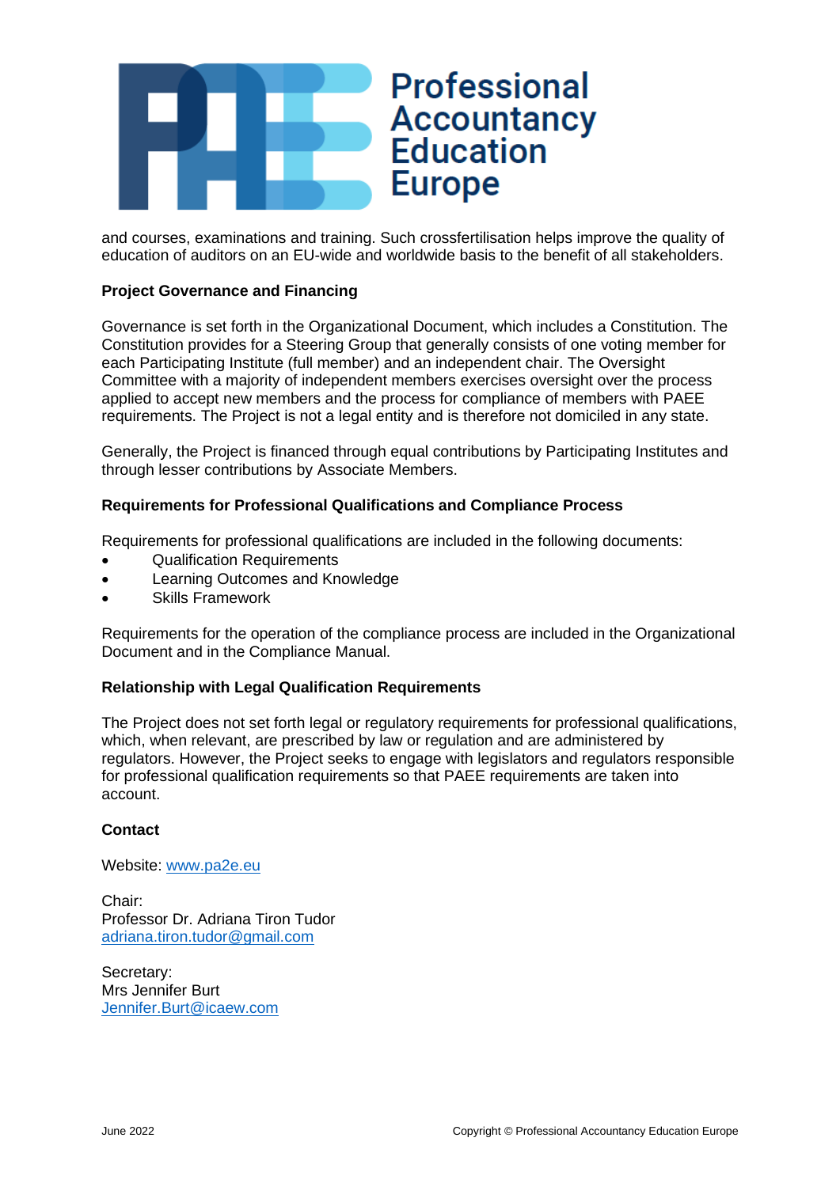and courses, examinations and training. Such crossfertilisation helps improve the quality of education of auditors on an EU-wide and worldwide basis to the benefit of all stakeholders.

**Project Governance and Financing**

Governance is set forth in the Organizational Document, which includes a Constitution. The Constitution provides for a Steering Group that generally consists of one voting member for each Participating Institute (full member) and an independent chair. The Oversight Committee with a majority of independent members exercises oversight over the process applied to accept new members and the process for compliance of members with PAEE requirements. The Project is not a legal entity and is therefore not domiciled in any state.

Generally, the Project is financed through equal contributions by Participating Institutes and through lesser contributions by Associate Members.

**Requirements for Professional Qualifications and Compliance Process**

Requirements for professional qualifications are included in the following documents:

- Qualification Requirements
- Learning Outcomes and Knowledge
- Skills Framework

Requirements for the operation of the compliance process are included in the Organizational Document and in the Compliance Manual.

**Relationship with Legal Qualification Requirements**

The Project does not set forth legal or regulatory requirements for professional qualifications, which, when relevant, are prescribed by law or regulation and are administered by regulators. However, the Project seeks to engage with legislators and regulators responsible for professional qualification requirements so that PAEE requirements are taken into account.

**Contact**

Website: www.pa2e.eu

Chair:
Professor Dr. Adriana Tiron Tudor
adriana.tiron.tudor@gmail.com

Secretary:
Mrs Jennifer Burt
Jennifer.Burt@icaew.com